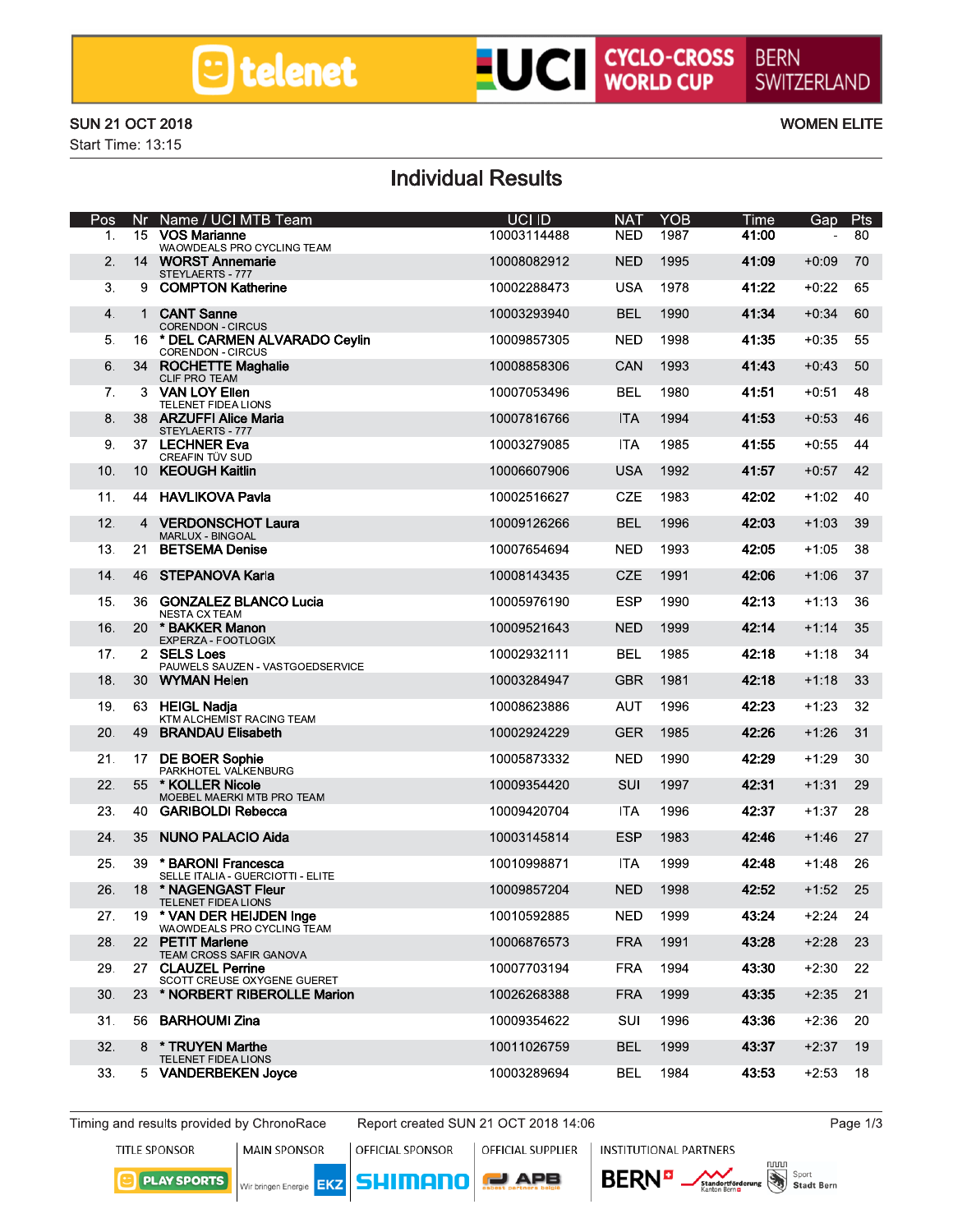telenet | UCI CYCLO-CROSS WORLD CUP | BERN SWITZERLAND

SUN 21 OCT 2018

Start Time: 13:15

WOMEN ELITE

# Individual Results

| Pos | Nr | Name / UCI MTB Team | UCI ID | NAT | YOB | Time | Gap | Pts |
|---|---|---|---|---|---|---|---|---|
| 1. | 15 | **VOS Marianne**<br>WAOWDEALS PRO CYCLING TEAM | 10003114488 | NED | 1987 | **41:00** | - | 80 |
| 2. | 14 | **WORST Annemarie**<br>STEYLAERTS - 777 | 10008082912 | NED | 1995 | **41:09** | +0:09 | 70 |
| 3. | 9 | **COMPTON Katherine** | 10002288473 | USA | 1978 | **41:22** | +0:22 | 65 |
| 4. | 1 | **CANT Sanne**<br>CORENDON - CIRCUS | 10003293940 | BEL | 1990 | **41:34** | +0:34 | 60 |
| 5. | 16 | **\* DEL CARMEN ALVARADO Ceylin**<br>CORENDON - CIRCUS | 10009857305 | NED | 1998 | **41:35** | +0:35 | 55 |
| 6. | 34 | **ROCHETTE Maghalie**<br>CLIF PRO TEAM | 10008858306 | CAN | 1993 | **41:43** | +0:43 | 50 |
| 7. | 3 | **VAN LOY Ellen**<br>TELENET FIDEA LIONS | 10007053496 | BEL | 1980 | **41:51** | +0:51 | 48 |
| 8. | 38 | **ARZUFFI Alice Maria**<br>STEYLAERTS - 777 | 10007816766 | ITA | 1994 | **41:53** | +0:53 | 46 |
| 9. | 37 | **LECHNER Eva**<br>CREAFIN TÜV SUD | 10003279085 | ITA | 1985 | **41:55** | +0:55 | 44 |
| 10. | 10 | **KEOUGH Kaitlin** | 10006607906 | USA | 1992 | **41:57** | +0:57 | 42 |
| 11. | 44 | **HAVLIKOVA Pavla** | 10002516627 | CZE | 1983 | **42:02** | +1:02 | 40 |
| 12. | 4 | **VERDONSCHOT Laura**<br>MARLUX - BINGOAL | 10009126266 | BEL | 1996 | **42:03** | +1:03 | 39 |
| 13. | 21 | **BETSEMA Denise** | 10007654694 | NED | 1993 | **42:05** | +1:05 | 38 |
| 14. | 46 | **STEPANOVA Karla** | 10008143435 | CZE | 1991 | **42:06** | +1:06 | 37 |
| 15. | 36 | **GONZALEZ BLANCO Lucia**<br>NESTA CX TEAM | 10005976190 | ESP | 1990 | **42:13** | +1:13 | 36 |
| 16. | 20 | **\* BAKKER Manon**<br>EXPERZA - FOOTLOGIX | 10009521643 | NED | 1999 | **42:14** | +1:14 | 35 |
| 17. | 2 | **SELS Loes**<br>PAUWELS SAUZEN - VASTGOEDSERVICE | 10002932111 | BEL | 1985 | **42:18** | +1:18 | 34 |
| 18. | 30 | **WYMAN Helen** | 10003284947 | GBR | 1981 | **42:18** | +1:18 | 33 |
| 19. | 63 | **HEIGL Nadja**<br>KTM ALCHEMIST RACING TEAM | 10008623886 | AUT | 1996 | **42:23** | +1:23 | 32 |
| 20. | 49 | **BRANDAU Elisabeth** | 10002924229 | GER | 1985 | **42:26** | +1:26 | 31 |
| 21. | 17 | **DE BOER Sophie**<br>PARKHOTEL VALKENBURG | 10005873332 | NED | 1990 | **42:29** | +1:29 | 30 |
| 22. | 55 | **\* KOLLER Nicole**<br>MOEBEL MAERKI MTB PRO TEAM | 10009354420 | SUI | 1997 | **42:31** | +1:31 | 29 |
| 23. | 40 | **GARIBOLDI Rebecca** | 10009420704 | ITA | 1996 | **42:37** | +1:37 | 28 |
| 24. | 35 | **NUNO PALACIO Aida** | 10003145814 | ESP | 1983 | **42:46** | +1:46 | 27 |
| 25. | 39 | **\* BARONI Francesca**<br>SELLE ITALIA - GUERCIOTTI - ELITE | 10010998871 | ITA | 1999 | **42:48** | +1:48 | 26 |
| 26. | 18 | **\* NAGENGAST Fleur**<br>TELENET FIDEA LIONS | 10009857204 | NED | 1998 | **42:52** | +1:52 | 25 |
| 27. | 19 | **\* VAN DER HEIJDEN Inge**<br>WAOWDEALS PRO CYCLING TEAM | 10010592885 | NED | 1999 | **43:24** | +2:24 | 24 |
| 28. | 22 | **PETIT Marlene**<br>TEAM CROSS SAFIR GANOVA | 10006876573 | FRA | 1991 | **43:28** | +2:28 | 23 |
| 29. | 27 | **CLAUZEL Perrine**<br>SCOTT CREUSE OXYGENE GUERET | 10007703194 | FRA | 1994 | **43:30** | +2:30 | 22 |
| 30. | 23 | **\* NORBERT RIBEROLLE Marion** | 10026268388 | FRA | 1999 | **43:35** | +2:35 | 21 |
| 31. | 56 | **BARHOUMI Zina** | 10009354622 | SUI | 1996 | **43:36** | +2:36 | 20 |
| 32. | 8 | **\* TRUYEN Marthe**<br>TELENET FIDEA LIONS | 10011026759 | BEL | 1999 | **43:37** | +2:37 | 19 |
| 33. | 5 | **VANDERBEKEN Joyce** | 10003289694 | BEL | 1984 | **43:53** | +2:53 | 18 |

Timing and results provided by ChronoRace | Report created SUN 21 OCT 2018 14:06

TITLE SPONSOR: PLAY SPORTS | MAIN SPONSOR: EKZ Wir bringen Energie | OFFICIAL SPONSOR: SHIMANO | OFFICIAL SUPPLIER: APB | INSTITUTIONAL PARTNERS: BERN, Standortförderung Kanton Bern, Sport Stadt Bern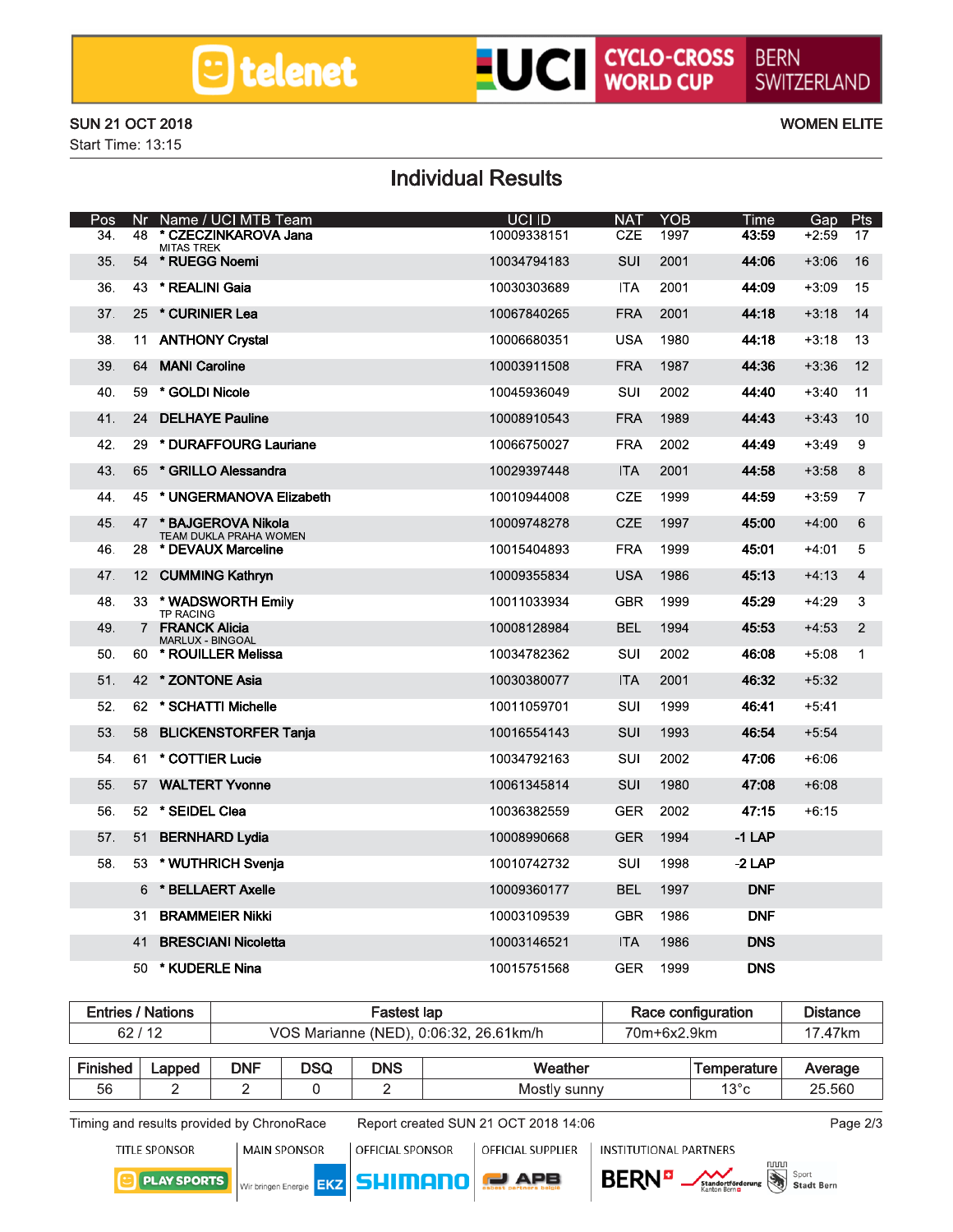SUN 21 OCT 2018

Start Time: 13:15

WOMEN ELITE

# Individual Results

| Pos | Nr | Name / UCI MTB Team | UCI ID | NAT | YOB | Time | Gap | Pts |
|---|---|---|---|---|---|---|---|---|
| 34. | 48 | * CZECZINKAROVA Jana<br>MITAS TREK | 10009338151 | CZE | 1997 | 43:59 | +2:59 | 17 |
| 35. | 54 | * RUEGG Noemi | 10034794183 | SUI | 2001 | 44:06 | +3:06 | 16 |
| 36. | 43 | * REALINI Gaia | 10030303689 | ITA | 2001 | 44:09 | +3:09 | 15 |
| 37. | 25 | * CURINIER Lea | 10067840265 | FRA | 2001 | 44:18 | +3:18 | 14 |
| 38. | 11 | ANTHONY Crystal | 10006680351 | USA | 1980 | 44:18 | +3:18 | 13 |
| 39. | 64 | MANI Caroline | 10003911508 | FRA | 1987 | 44:36 | +3:36 | 12 |
| 40. | 59 | * GOLDI Nicole | 10045936049 | SUI | 2002 | 44:40 | +3:40 | 11 |
| 41. | 24 | DELHAYE Pauline | 10008910543 | FRA | 1989 | 44:43 | +3:43 | 10 |
| 42. | 29 | * DURAFFOURG Lauriane | 10066750027 | FRA | 2002 | 44:49 | +3:49 | 9 |
| 43. | 65 | * GRILLO Alessandra | 10029397448 | ITA | 2001 | 44:58 | +3:58 | 8 |
| 44. | 45 | * UNGERMANOVA Elizabeth | 10010944008 | CZE | 1999 | 44:59 | +3:59 | 7 |
| 45. | 47 | * BAJGEROVA Nikola<br>TEAM DUKLA PRAHA WOMEN | 10009748278 | CZE | 1997 | 45:00 | +4:00 | 6 |
| 46. | 28 | * DEVAUX Marceline | 10015404893 | FRA | 1999 | 45:01 | +4:01 | 5 |
| 47. | 12 | CUMMING Kathryn | 10009355834 | USA | 1986 | 45:13 | +4:13 | 4 |
| 48. | 33 | * WADSWORTH Emily<br>TP RACING | 10011033934 | GBR | 1999 | 45:29 | +4:29 | 3 |
| 49. | 7 | FRANCK Alicia<br>MARLUX - BINGOAL | 10008128984 | BEL | 1994 | 45:53 | +4:53 | 2 |
| 50. | 60 | * ROUILLER Melissa | 10034782362 | SUI | 2002 | 46:08 | +5:08 | 1 |
| 51. | 42 | * ZONTONE Asia | 10030380077 | ITA | 2001 | 46:32 | +5:32 | |
| 52. | 62 | * SCHATTI Michelle | 10011059701 | SUI | 1999 | 46:41 | +5:41 | |
| 53. | 58 | BLICKENSTORFER Tanja | 10016554143 | SUI | 1993 | 46:54 | +5:54 | |
| 54. | 61 | * COTTIER Lucie | 10034792163 | SUI | 2002 | 47:06 | +6:06 | |
| 55. | 57 | WALTERT Yvonne | 10061345814 | SUI | 1980 | 47:08 | +6:08 | |
| 56. | 52 | * SEIDEL Clea | 10036382559 | GER | 2002 | 47:15 | +6:15 | |
| 57. | 51 | BERNHARD Lydia | 10008990668 | GER | 1994 | -1 LAP | | |
| 58. | 53 | * WUTHRICH Svenja | 10010742732 | SUI | 1998 | -2 LAP | | |
| | 6 | * BELLAERT Axelle | 10009360177 | BEL | 1997 | DNF | | |
| | 31 | BRAMMEIER Nikki | 10003109539 | GBR | 1986 | DNF | | |
| | 41 | BRESCIANI Nicoletta | 10003146521 | ITA | 1986 | DNS | | |
| | 50 | * KUDERLE Nina | 10015751568 | GER | 1999 | DNS | | |

| Entries / Nations | Fastest lap | Race configuration | Distance |
|---|---|---|---|
| 62 / 12 | VOS Marianne (NED), 0:06:32, 26.61km/h | 70m+6x2.9km | 17.47km |

| Finished | Lapped | DNF | DSQ | DNS | Weather | Temperature | Average |
|---|---|---|---|---|---|---|---|
| 56 | 2 | 2 | 0 | 2 | Mostly sunny | 13°c | 25.560 |

Timing and results provided by ChronoRace    Report created SUN 21 OCT 2018 14:06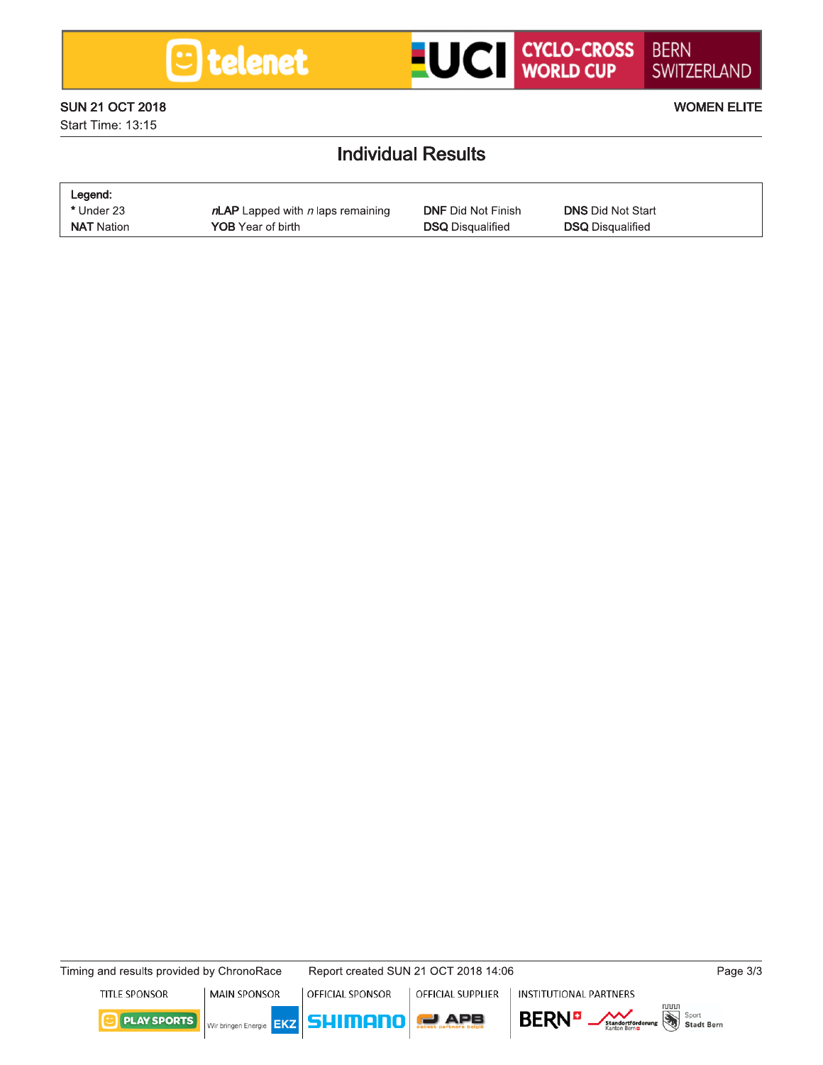SUN 21 OCT 2018

Start Time: 13:15

WOMEN ELITE

# Individual Results

| | | | |
|---|---|---|---|
| **Legend:** | | | |
| * Under 23 | *n*LAP Lapped with *n* laps remaining | **DNF** Did Not Finish | **DNS** Did Not Start |
| **NAT** Nation | **YOB** Year of birth | **DSQ** Disqualified | **DSQ** Disqualified |

Timing and results provided by ChronoRace

Report created SUN 21 OCT 2018 14:06